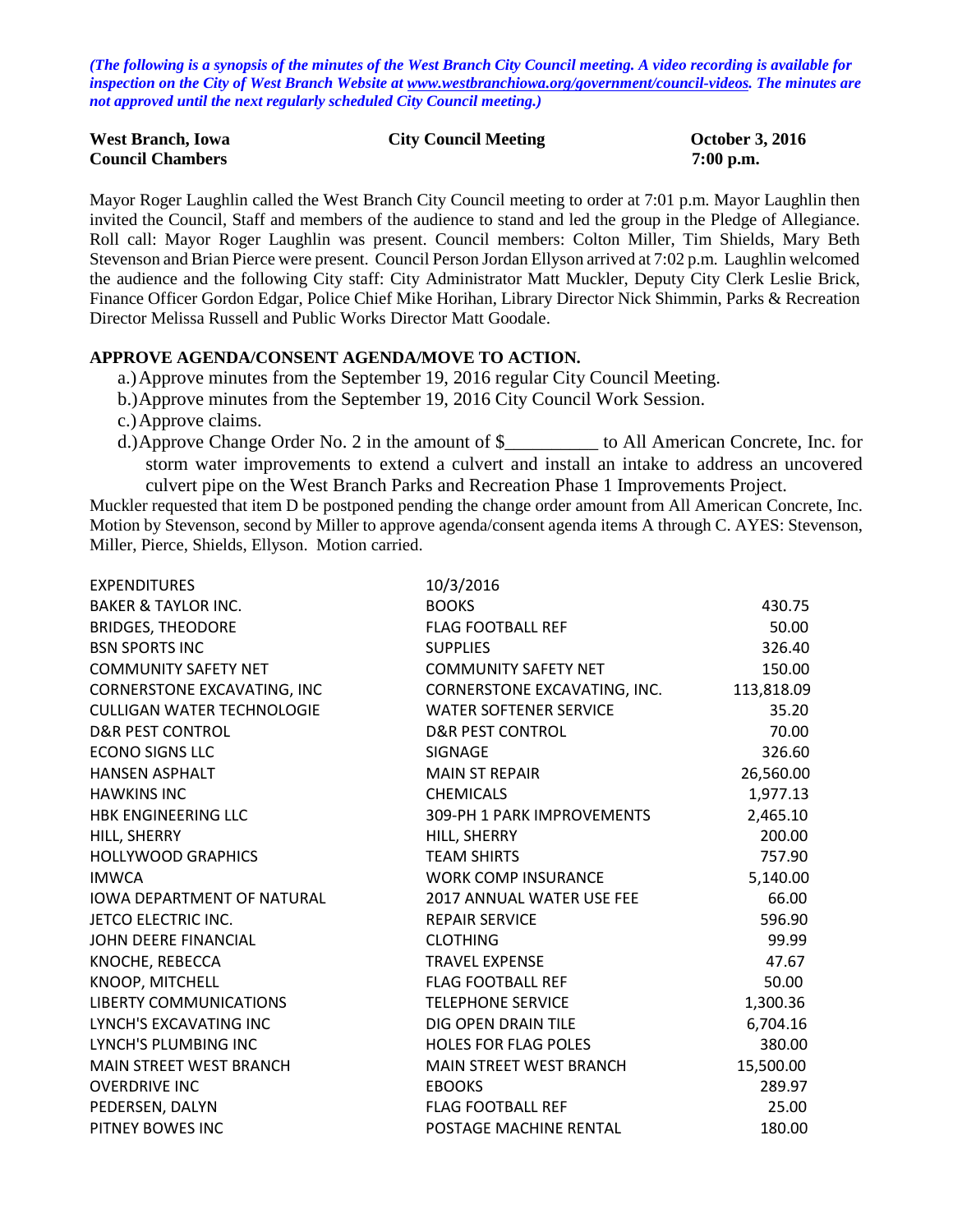*(The following is a synopsis of the minutes of the West Branch City Council meeting. A video recording is available for inspection on the City of West Branch Website at www.westbranchiowa.org/government/council-videos. The minutes are not approved until the next regularly scheduled City Council meeting.)*

**West Branch, Iowa** **City Council Meeting** **October 3, 2016**
**Council Chambers** **7:00 p.m.**

Mayor Roger Laughlin called the West Branch City Council meeting to order at 7:01 p.m. Mayor Laughlin then invited the Council, Staff and members of the audience to stand and led the group in the Pledge of Allegiance. Roll call: Mayor Roger Laughlin was present. Council members: Colton Miller, Tim Shields, Mary Beth Stevenson and Brian Pierce were present. Council Person Jordan Ellyson arrived at 7:02 p.m. Laughlin welcomed the audience and the following City staff: City Administrator Matt Muckler, Deputy City Clerk Leslie Brick, Finance Officer Gordon Edgar, Police Chief Mike Horihan, Library Director Nick Shimmin, Parks & Recreation Director Melissa Russell and Public Works Director Matt Goodale.

**APPROVE AGENDA/CONSENT AGENDA/MOVE TO ACTION.**

a.) Approve minutes from the September 19, 2016 regular City Council Meeting.
b.) Approve minutes from the September 19, 2016 City Council Work Session.
c.) Approve claims.
d.) Approve Change Order No. 2 in the amount of $__________ to All American Concrete, Inc. for storm water improvements to extend a culvert and install an intake to address an uncovered culvert pipe on the West Branch Parks and Recreation Phase 1 Improvements Project.

Muckler requested that item D be postponed pending the change order amount from All American Concrete, Inc. Motion by Stevenson, second by Miller to approve agenda/consent agenda items A through C. AYES: Stevenson, Miller, Pierce, Shields, Ellyson. Motion carried.

| EXPENDITURES | 10/3/2016 | |
|---|---|---|
| BAKER & TAYLOR INC. | BOOKS | 430.75 |
| BRIDGES, THEODORE | FLAG FOOTBALL REF | 50.00 |
| BSN SPORTS INC | SUPPLIES | 326.40 |
| COMMUNITY SAFETY NET | COMMUNITY SAFETY NET | 150.00 |
| CORNERSTONE EXCAVATING, INC | CORNERSTONE EXCAVATING, INC. | 113,818.09 |
| CULLIGAN WATER TECHNOLOGIE | WATER SOFTENER SERVICE | 35.20 |
| D&R PEST CONTROL | D&R PEST CONTROL | 70.00 |
| ECONO SIGNS LLC | SIGNAGE | 326.60 |
| HANSEN ASPHALT | MAIN ST REPAIR | 26,560.00 |
| HAWKINS INC | CHEMICALS | 1,977.13 |
| HBK ENGINEERING LLC | 309-PH 1 PARK IMPROVEMENTS | 2,465.10 |
| HILL, SHERRY | HILL, SHERRY | 200.00 |
| HOLLYWOOD GRAPHICS | TEAM SHIRTS | 757.90 |
| IMWCA | WORK COMP INSURANCE | 5,140.00 |
| IOWA DEPARTMENT OF NATURAL | 2017 ANNUAL WATER USE FEE | 66.00 |
| JETCO ELECTRIC INC. | REPAIR SERVICE | 596.90 |
| JOHN DEERE FINANCIAL | CLOTHING | 99.99 |
| KNOCHE, REBECCA | TRAVEL EXPENSE | 47.67 |
| KNOOP, MITCHELL | FLAG FOOTBALL REF | 50.00 |
| LIBERTY COMMUNICATIONS | TELEPHONE SERVICE | 1,300.36 |
| LYNCH'S EXCAVATING INC | DIG OPEN DRAIN TILE | 6,704.16 |
| LYNCH'S PLUMBING INC | HOLES FOR FLAG POLES | 380.00 |
| MAIN STREET WEST BRANCH | MAIN STREET WEST BRANCH | 15,500.00 |
| OVERDRIVE INC | EBOOKS | 289.97 |
| PEDERSEN, DALYN | FLAG FOOTBALL REF | 25.00 |
| PITNEY BOWES INC | POSTAGE MACHINE RENTAL | 180.00 |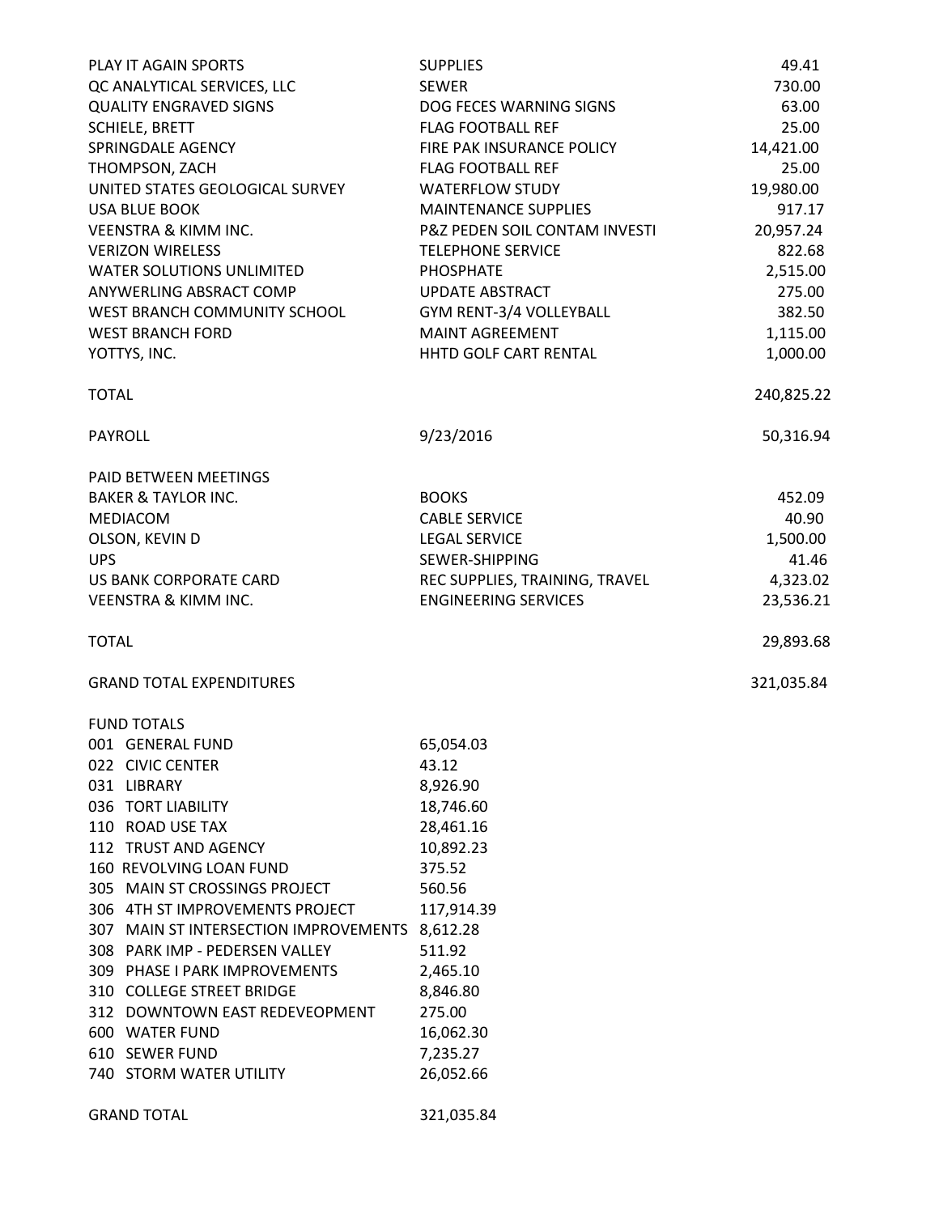| | | |
|---|---|---|
| PLAY IT AGAIN SPORTS | SUPPLIES | 49.41 |
| QC ANALYTICAL SERVICES, LLC | SEWER | 730.00 |
| QUALITY ENGRAVED SIGNS | DOG FECES WARNING SIGNS | 63.00 |
| SCHIELE, BRETT | FLAG FOOTBALL REF | 25.00 |
| SPRINGDALE AGENCY | FIRE PAK INSURANCE POLICY | 14,421.00 |
| THOMPSON, ZACH | FLAG FOOTBALL REF | 25.00 |
| UNITED STATES GEOLOGICAL SURVEY | WATERFLOW STUDY | 19,980.00 |
| USA BLUE BOOK | MAINTENANCE SUPPLIES | 917.17 |
| VEENSTRA & KIMM INC. | P&Z PEDEN SOIL CONTAM INVESTI | 20,957.24 |
| VERIZON WIRELESS | TELEPHONE SERVICE | 822.68 |
| WATER SOLUTIONS UNLIMITED | PHOSPHATE | 2,515.00 |
| ANYWERLING ABSRACT COMP | UPDATE ABSTRACT | 275.00 |
| WEST BRANCH COMMUNITY SCHOOL | GYM RENT-3/4 VOLLEYBALL | 382.50 |
| WEST BRANCH FORD | MAINT AGREEMENT | 1,115.00 |
| YOTTYS, INC. | HHTD GOLF CART RENTAL | 1,000.00 |
| | | |
| TOTAL | | 240,825.22 |
| | | |
| PAYROLL | 9/23/2016 | 50,316.94 |
| | | |
| PAID BETWEEN MEETINGS | | |
| BAKER & TAYLOR INC. | BOOKS | 452.09 |
| MEDIACOM | CABLE SERVICE | 40.90 |
| OLSON, KEVIN D | LEGAL SERVICE | 1,500.00 |
| UPS | SEWER-SHIPPING | 41.46 |
| US BANK CORPORATE CARD | REC SUPPLIES, TRAINING, TRAVEL | 4,323.02 |
| VEENSTRA & KIMM INC. | ENGINEERING SERVICES | 23,536.21 |
| | | |
| TOTAL | | 29,893.68 |
| | | |
| GRAND TOTAL EXPENDITURES | | 321,035.84 |

| FUND TOTALS | |
|---|---|
| 001 GENERAL FUND | 65,054.03 |
| 022 CIVIC CENTER | 43.12 |
| 031 LIBRARY | 8,926.90 |
| 036 TORT LIABILITY | 18,746.60 |
| 110 ROAD USE TAX | 28,461.16 |
| 112 TRUST AND AGENCY | 10,892.23 |
| 160 REVOLVING LOAN FUND | 375.52 |
| 305 MAIN ST CROSSINGS PROJECT | 560.56 |
| 306 4TH ST IMPROVEMENTS PROJECT | 117,914.39 |
| 307 MAIN ST INTERSECTION IMPROVEMENTS | 8,612.28 |
| 308 PARK IMP - PEDERSEN VALLEY | 511.92 |
| 309 PHASE I PARK IMPROVEMENTS | 2,465.10 |
| 310 COLLEGE STREET BRIDGE | 8,846.80 |
| 312 DOWNTOWN EAST REDEVEOPMENT | 275.00 |
| 600 WATER FUND | 16,062.30 |
| 610 SEWER FUND | 7,235.27 |
| 740 STORM WATER UTILITY | 26,052.66 |
| | |
| GRAND TOTAL | 321,035.84 |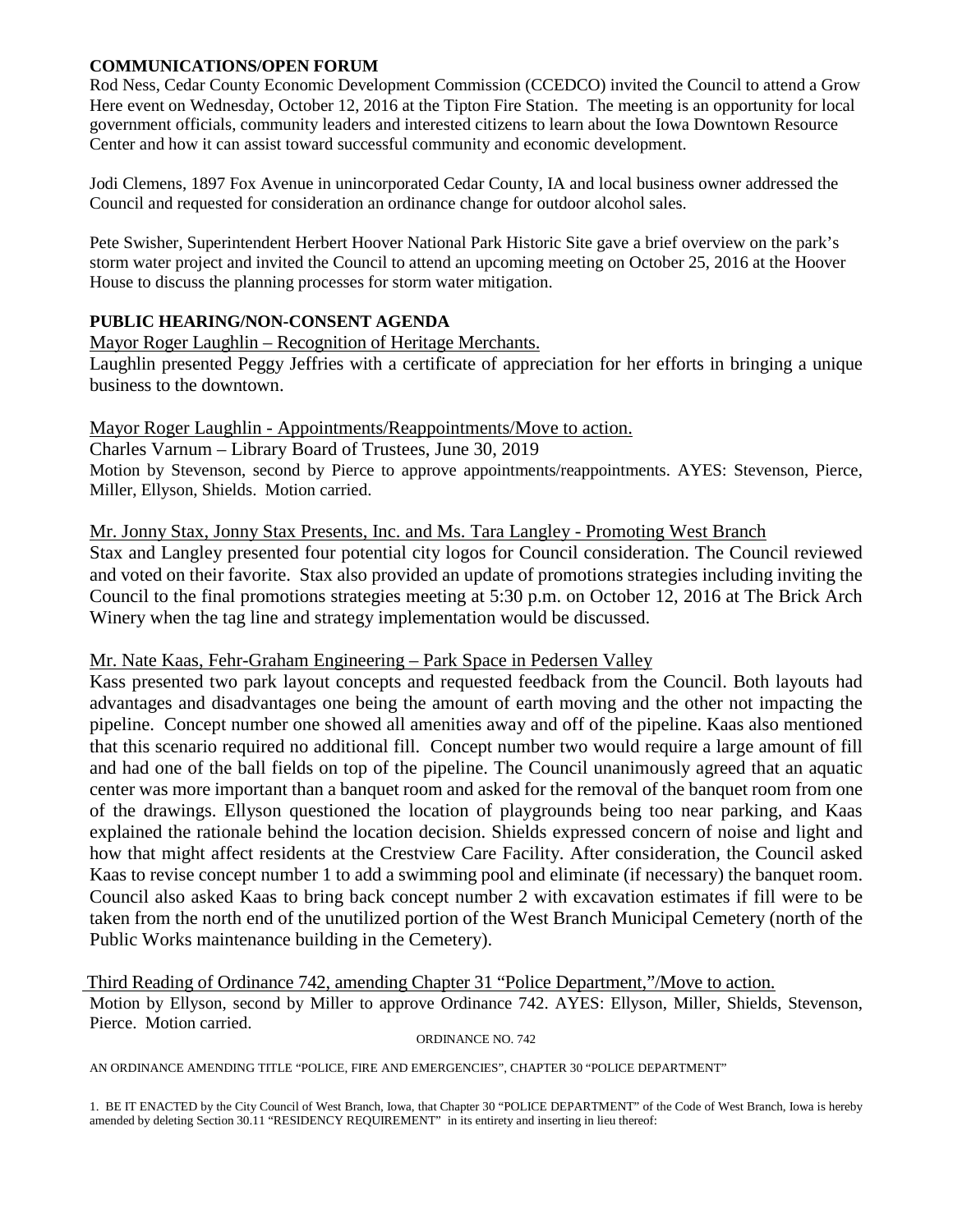**COMMUNICATIONS/OPEN FORUM**

Rod Ness, Cedar County Economic Development Commission (CCEDCO) invited the Council to attend a Grow Here event on Wednesday, October 12, 2016 at the Tipton Fire Station. The meeting is an opportunity for local government officials, community leaders and interested citizens to learn about the Iowa Downtown Resource Center and how it can assist toward successful community and economic development.

Jodi Clemens, 1897 Fox Avenue in unincorporated Cedar County, IA and local business owner addressed the Council and requested for consideration an ordinance change for outdoor alcohol sales.

Pete Swisher, Superintendent Herbert Hoover National Park Historic Site gave a brief overview on the park's storm water project and invited the Council to attend an upcoming meeting on October 25, 2016 at the Hoover House to discuss the planning processes for storm water mitigation.

**PUBLIC HEARING/NON-CONSENT AGENDA**

Mayor Roger Laughlin – Recognition of Heritage Merchants.

Laughlin presented Peggy Jeffries with a certificate of appreciation for her efforts in bringing a unique business to the downtown.

Mayor Roger Laughlin - Appointments/Reappointments/Move to action.

Charles Varnum – Library Board of Trustees, June 30, 2019

Motion by Stevenson, second by Pierce to approve appointments/reappointments. AYES: Stevenson, Pierce, Miller, Ellyson, Shields. Motion carried.

Mr. Jonny Stax, Jonny Stax Presents, Inc. and Ms. Tara Langley - Promoting West Branch

Stax and Langley presented four potential city logos for Council consideration. The Council reviewed and voted on their favorite. Stax also provided an update of promotions strategies including inviting the Council to the final promotions strategies meeting at 5:30 p.m. on October 12, 2016 at The Brick Arch Winery when the tag line and strategy implementation would be discussed.

Mr. Nate Kaas, Fehr-Graham Engineering – Park Space in Pedersen Valley

Kass presented two park layout concepts and requested feedback from the Council. Both layouts had advantages and disadvantages one being the amount of earth moving and the other not impacting the pipeline. Concept number one showed all amenities away and off of the pipeline. Kaas also mentioned that this scenario required no additional fill. Concept number two would require a large amount of fill and had one of the ball fields on top of the pipeline. The Council unanimously agreed that an aquatic center was more important than a banquet room and asked for the removal of the banquet room from one of the drawings. Ellyson questioned the location of playgrounds being too near parking, and Kaas explained the rationale behind the location decision. Shields expressed concern of noise and light and how that might affect residents at the Crestview Care Facility. After consideration, the Council asked Kaas to revise concept number 1 to add a swimming pool and eliminate (if necessary) the banquet room. Council also asked Kaas to bring back concept number 2 with excavation estimates if fill were to be taken from the north end of the unutilized portion of the West Branch Municipal Cemetery (north of the Public Works maintenance building in the Cemetery).

Third Reading of Ordinance 742, amending Chapter 31 "Police Department,"/Move to action.

Motion by Ellyson, second by Miller to approve Ordinance 742. AYES: Ellyson, Miller, Shields, Stevenson, Pierce. Motion carried.

ORDINANCE NO. 742

AN ORDINANCE AMENDING TITLE "POLICE, FIRE AND EMERGENCIES", CHAPTER 30 "POLICE DEPARTMENT"

1. BE IT ENACTED by the City Council of West Branch, Iowa, that Chapter 30 "POLICE DEPARTMENT" of the Code of West Branch, Iowa is hereby amended by deleting Section 30.11 "RESIDENCY REQUIREMENT" in its entirety and inserting in lieu thereof: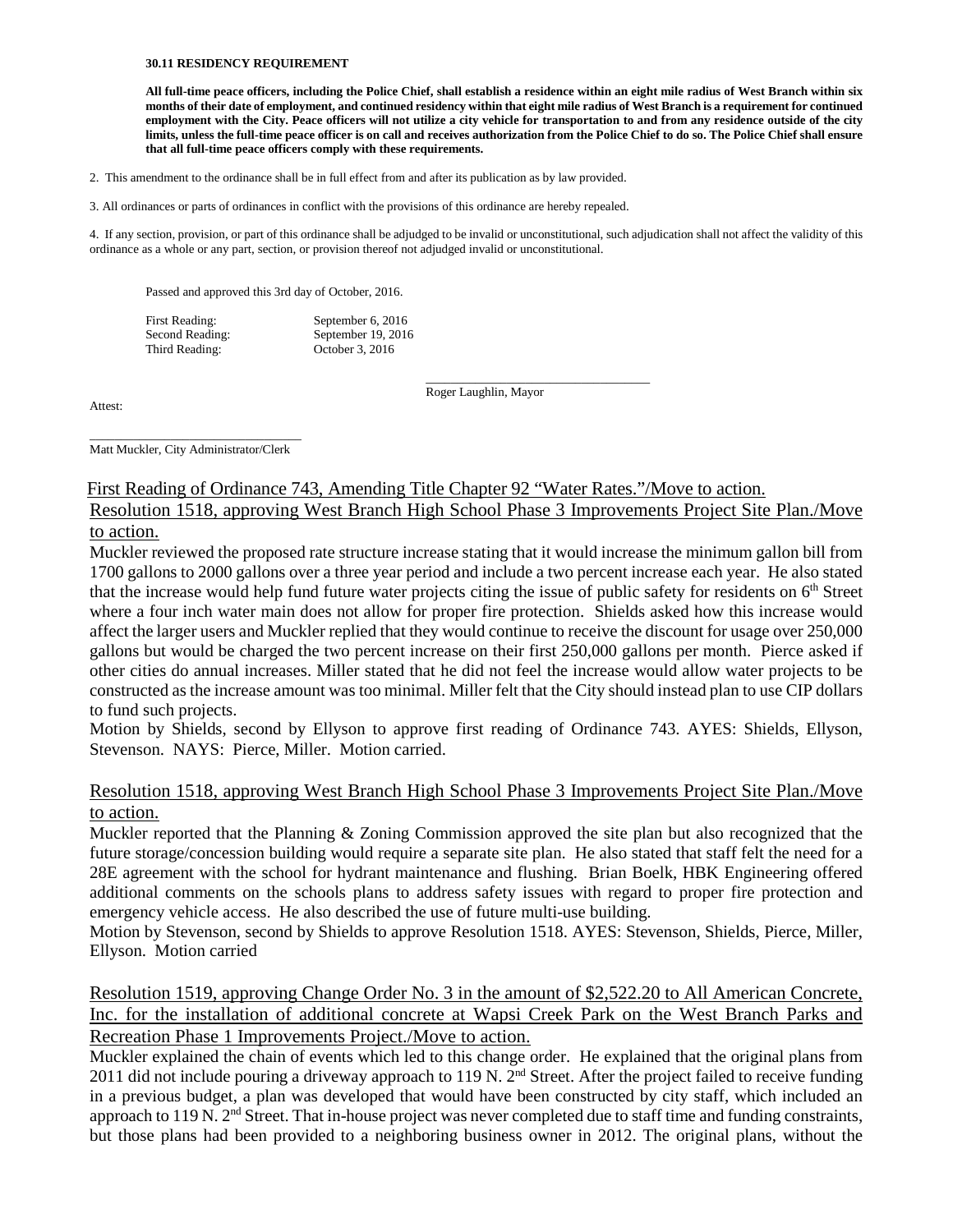**30.11 RESIDENCY REQUIREMENT**

**All full-time peace officers, including the Police Chief, shall establish a residence within an eight mile radius of West Branch within six months of their date of employment, and continued residency within that eight mile radius of West Branch is a requirement for continued employment with the City. Peace officers will not utilize a city vehicle for transportation to and from any residence outside of the city limits, unless the full-time peace officer is on call and receives authorization from the Police Chief to do so. The Police Chief shall ensure that all full-time peace officers comply with these requirements.**

2. This amendment to the ordinance shall be in full effect from and after its publication as by law provided.

3. All ordinances or parts of ordinances in conflict with the provisions of this ordinance are hereby repealed.

4. If any section, provision, or part of this ordinance shall be adjudged to be invalid or unconstitutional, such adjudication shall not affect the validity of this ordinance as a whole or any part, section, or provision thereof not adjudged invalid or unconstitutional.

Passed and approved this 3rd day of October, 2016.

First Reading: September 6, 2016
Second Reading: September 19, 2016
Third Reading: October 3, 2016

\_\_\_\_\_\_\_\_\_\_\_\_\_\_\_\_\_\_\_\_\_\_\_\_\_\_\_\_\_\_\_\_\_\_
Roger Laughlin, Mayor

Attest:

\_\_\_\_\_\_\_\_\_\_\_\_\_\_\_\_\_\_\_\_\_\_\_\_\_\_\_\_\_\_\_\_\_\_
Matt Muckler, City Administrator/Clerk

First Reading of Ordinance 743, Amending Title Chapter 92 "Water Rates."/Move to action.
Resolution 1518, approving West Branch High School Phase 3 Improvements Project Site Plan./Move to action.

Muckler reviewed the proposed rate structure increase stating that it would increase the minimum gallon bill from 1700 gallons to 2000 gallons over a three year period and include a two percent increase each year. He also stated that the increase would help fund future water projects citing the issue of public safety for residents on 6th Street where a four inch water main does not allow for proper fire protection. Shields asked how this increase would affect the larger users and Muckler replied that they would continue to receive the discount for usage over 250,000 gallons but would be charged the two percent increase on their first 250,000 gallons per month. Pierce asked if other cities do annual increases. Miller stated that he did not feel the increase would allow water projects to be constructed as the increase amount was too minimal. Miller felt that the City should instead plan to use CIP dollars to fund such projects.
Motion by Shields, second by Ellyson to approve first reading of Ordinance 743. AYES: Shields, Ellyson, Stevenson. NAYS: Pierce, Miller. Motion carried.

Resolution 1518, approving West Branch High School Phase 3 Improvements Project Site Plan./Move to action.

Muckler reported that the Planning & Zoning Commission approved the site plan but also recognized that the future storage/concession building would require a separate site plan. He also stated that staff felt the need for a 28E agreement with the school for hydrant maintenance and flushing. Brian Boelk, HBK Engineering offered additional comments on the schools plans to address safety issues with regard to proper fire protection and emergency vehicle access. He also described the use of future multi-use building.
Motion by Stevenson, second by Shields to approve Resolution 1518. AYES: Stevenson, Shields, Pierce, Miller, Ellyson. Motion carried

Resolution 1519, approving Change Order No. 3 in the amount of $2,522.20 to All American Concrete, Inc. for the installation of additional concrete at Wapsi Creek Park on the West Branch Parks and Recreation Phase 1 Improvements Project./Move to action.

Muckler explained the chain of events which led to this change order. He explained that the original plans from 2011 did not include pouring a driveway approach to 119 N. 2nd Street. After the project failed to receive funding in a previous budget, a plan was developed that would have been constructed by city staff, which included an approach to 119 N. 2nd Street. That in-house project was never completed due to staff time and funding constraints, but those plans had been provided to a neighboring business owner in 2012. The original plans, without the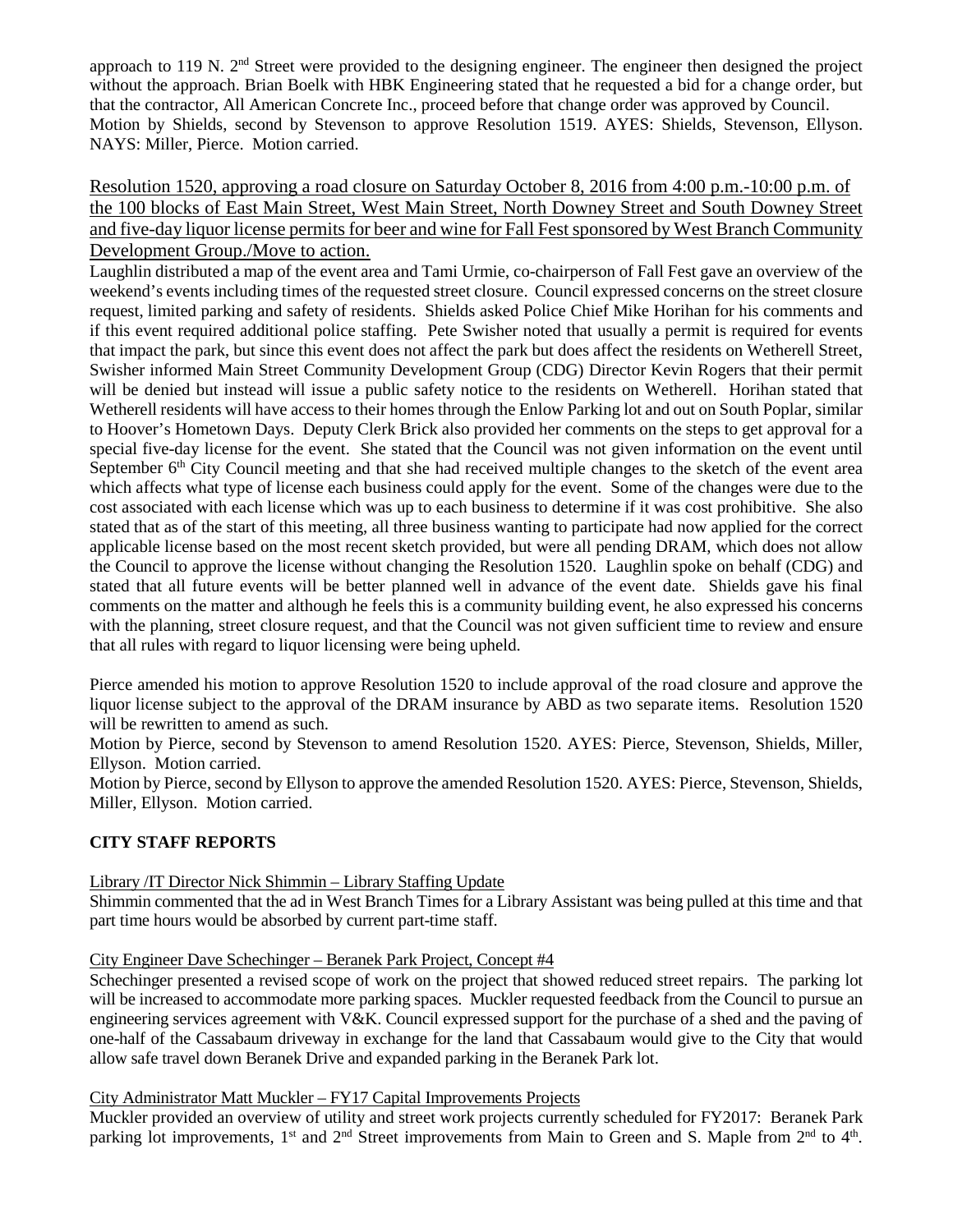approach to 119 N. 2nd Street were provided to the designing engineer. The engineer then designed the project without the approach. Brian Boelk with HBK Engineering stated that he requested a bid for a change order, but that the contractor, All American Concrete Inc., proceed before that change order was approved by Council. Motion by Shields, second by Stevenson to approve Resolution 1519. AYES: Shields, Stevenson, Ellyson. NAYS: Miller, Pierce. Motion carried.

Resolution 1520, approving a road closure on Saturday October 8, 2016 from 4:00 p.m.-10:00 p.m. of the 100 blocks of East Main Street, West Main Street, North Downey Street and South Downey Street and five-day liquor license permits for beer and wine for Fall Fest sponsored by West Branch Community Development Group./Move to action.

Laughlin distributed a map of the event area and Tami Urmie, co-chairperson of Fall Fest gave an overview of the weekend's events including times of the requested street closure. Council expressed concerns on the street closure request, limited parking and safety of residents. Shields asked Police Chief Mike Horihan for his comments and if this event required additional police staffing. Pete Swisher noted that usually a permit is required for events that impact the park, but since this event does not affect the park but does affect the residents on Wetherell Street, Swisher informed Main Street Community Development Group (CDG) Director Kevin Rogers that their permit will be denied but instead will issue a public safety notice to the residents on Wetherell. Horihan stated that Wetherell residents will have access to their homes through the Enlow Parking lot and out on South Poplar, similar to Hoover's Hometown Days. Deputy Clerk Brick also provided her comments on the steps to get approval for a special five-day license for the event. She stated that the Council was not given information on the event until September 6th City Council meeting and that she had received multiple changes to the sketch of the event area which affects what type of license each business could apply for the event. Some of the changes were due to the cost associated with each license which was up to each business to determine if it was cost prohibitive. She also stated that as of the start of this meeting, all three business wanting to participate had now applied for the correct applicable license based on the most recent sketch provided, but were all pending DRAM, which does not allow the Council to approve the license without changing the Resolution 1520. Laughlin spoke on behalf (CDG) and stated that all future events will be better planned well in advance of the event date. Shields gave his final comments on the matter and although he feels this is a community building event, he also expressed his concerns with the planning, street closure request, and that the Council was not given sufficient time to review and ensure that all rules with regard to liquor licensing were being upheld.

Pierce amended his motion to approve Resolution 1520 to include approval of the road closure and approve the liquor license subject to the approval of the DRAM insurance by ABD as two separate items. Resolution 1520 will be rewritten to amend as such.

Motion by Pierce, second by Stevenson to amend Resolution 1520. AYES: Pierce, Stevenson, Shields, Miller, Ellyson. Motion carried.

Motion by Pierce, second by Ellyson to approve the amended Resolution 1520. AYES: Pierce, Stevenson, Shields, Miller, Ellyson. Motion carried.

## CITY STAFF REPORTS

Library /IT Director Nick Shimmin – Library Staffing Update

Shimmin commented that the ad in West Branch Times for a Library Assistant was being pulled at this time and that part time hours would be absorbed by current part-time staff.

City Engineer Dave Schechinger – Beranek Park Project, Concept #4

Schechinger presented a revised scope of work on the project that showed reduced street repairs. The parking lot will be increased to accommodate more parking spaces. Muckler requested feedback from the Council to pursue an engineering services agreement with V&K. Council expressed support for the purchase of a shed and the paving of one-half of the Cassabaum driveway in exchange for the land that Cassabaum would give to the City that would allow safe travel down Beranek Drive and expanded parking in the Beranek Park lot.

City Administrator Matt Muckler – FY17 Capital Improvements Projects

Muckler provided an overview of utility and street work projects currently scheduled for FY2017: Beranek Park parking lot improvements, 1st and 2nd Street improvements from Main to Green and S. Maple from 2nd to 4th.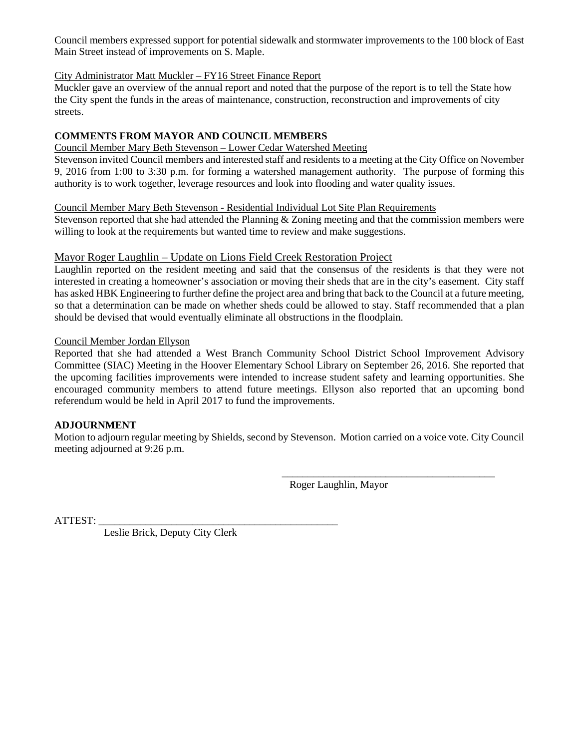Council members expressed support for potential sidewalk and stormwater improvements to the 100 block of East Main Street instead of improvements on S. Maple.

City Administrator Matt Muckler – FY16 Street Finance Report

Muckler gave an overview of the annual report and noted that the purpose of the report is to tell the State how the City spent the funds in the areas of maintenance, construction, reconstruction and improvements of city streets.

**COMMENTS FROM MAYOR AND COUNCIL MEMBERS**

Council Member Mary Beth Stevenson – Lower Cedar Watershed Meeting

Stevenson invited Council members and interested staff and residents to a meeting at the City Office on November 9, 2016 from 1:00 to 3:30 p.m. for forming a watershed management authority. The purpose of forming this authority is to work together, leverage resources and look into flooding and water quality issues.

Council Member Mary Beth Stevenson - Residential Individual Lot Site Plan Requirements

Stevenson reported that she had attended the Planning & Zoning meeting and that the commission members were willing to look at the requirements but wanted time to review and make suggestions.

Mayor Roger Laughlin – Update on Lions Field Creek Restoration Project

Laughlin reported on the resident meeting and said that the consensus of the residents is that they were not interested in creating a homeowner's association or moving their sheds that are in the city's easement. City staff has asked HBK Engineering to further define the project area and bring that back to the Council at a future meeting, so that a determination can be made on whether sheds could be allowed to stay. Staff recommended that a plan should be devised that would eventually eliminate all obstructions in the floodplain.

Council Member Jordan Ellyson

Reported that she had attended a West Branch Community School District School Improvement Advisory Committee (SIAC) Meeting in the Hoover Elementary School Library on September 26, 2016. She reported that the upcoming facilities improvements were intended to increase student safety and learning opportunities. She encouraged community members to attend future meetings. Ellyson also reported that an upcoming bond referendum would be held in April 2017 to fund the improvements.

**ADJOURNMENT**

Motion to adjourn regular meeting by Shields, second by Stevenson. Motion carried on a voice vote. City Council meeting adjourned at 9:26 p.m.

\_\_\_\_\_\_\_\_\_\_\_\_\_\_\_\_\_\_\_\_\_\_\_\_\_\_\_\_\_\_\_\_\_\_\_\_\_\_\_\_\_\_\_\_

Roger Laughlin, Mayor

ATTEST: \_\_\_\_\_\_\_\_\_\_\_\_\_\_\_\_\_\_\_\_\_\_\_\_\_\_\_\_\_\_\_\_\_\_\_\_\_\_\_\_\_\_\_\_\_\_\_\_

Leslie Brick, Deputy City Clerk